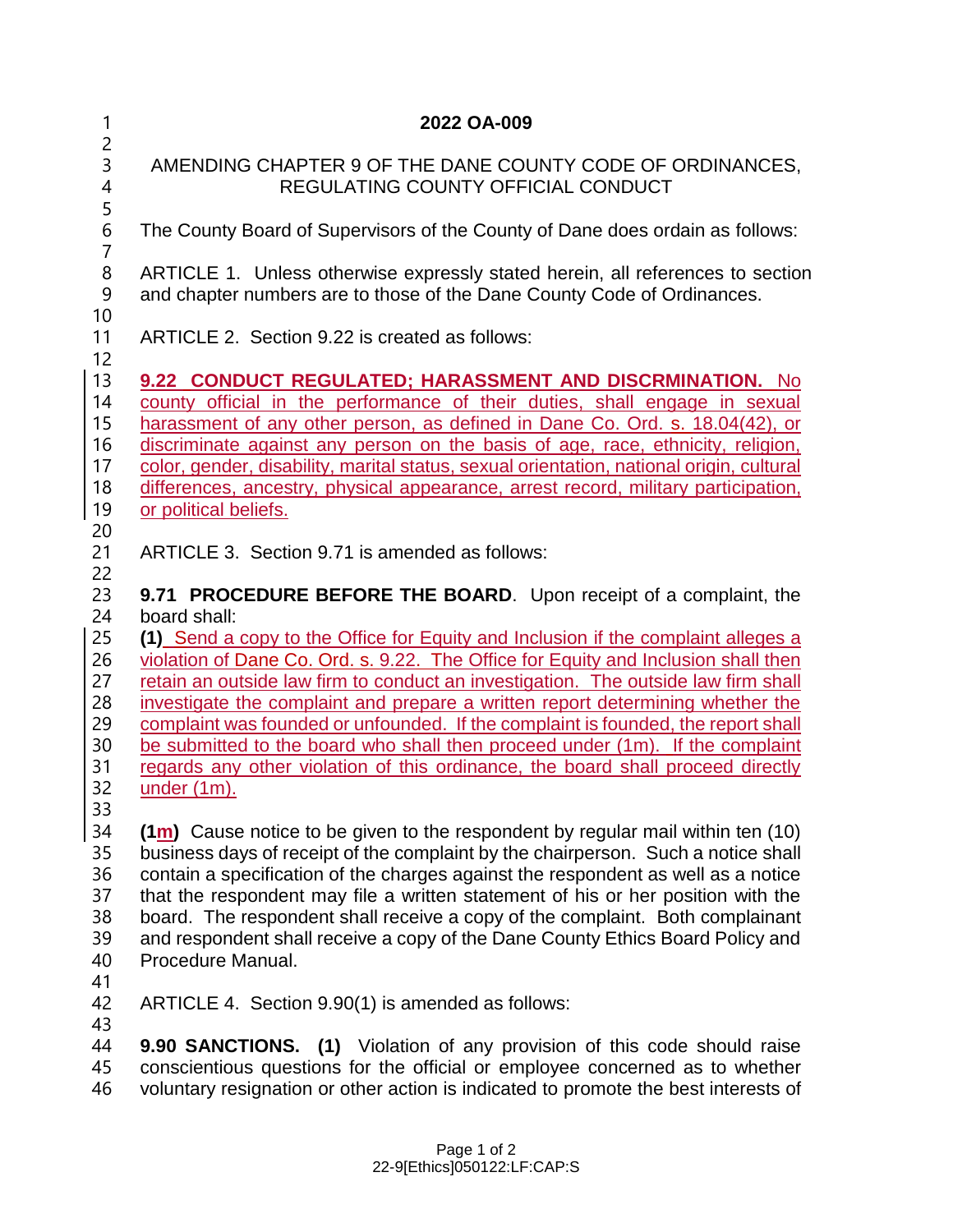# 2022 OA-009

## AMENDING CHAPTER 9 OF THE DANE COUNTY CODE OF ORDINANCES, REGULATING COUNTY OFFICIAL CONDUCT

The County Board of Supervisors of the County of Dane does ordain as follows:

ARTICLE 1. Unless otherwise expressly stated herein, all references to section and chapter numbers are to those of the Dane County Code of Ordinances.

ARTICLE 2. Section 9.22 is created as follows:

**9.22 CONDUCT REGULATED; HARASSMENT AND DISCRMINATION.** No county official in the performance of their duties, shall engage in sexual harassment of any other person, as defined in Dane Co. Ord. s. 18.04(42), or discriminate against any person on the basis of age, race, ethnicity, religion, color, gender, disability, marital status, sexual orientation, national origin, cultural differences, ancestry, physical appearance, arrest record, military participation, or political beliefs.

ARTICLE 3. Section 9.71 is amended as follows:

**9.71 PROCEDURE BEFORE THE BOARD**. Upon receipt of a complaint, the board shall:

**(1)** Send a copy to the Office for Equity and Inclusion if the complaint alleges a violation of Dane Co. Ord. s. 9.22. The Office for Equity and Inclusion shall then retain an outside law firm to conduct an investigation. The outside law firm shall investigate the complaint and prepare a written report determining whether the complaint was founded or unfounded. If the complaint is founded, the report shall be submitted to the board who shall then proceed under (1m). If the complaint regards any other violation of this ordinance, the board shall proceed directly under (1m).

**(1m)** Cause notice to be given to the respondent by regular mail within ten (10) business days of receipt of the complaint by the chairperson. Such a notice shall contain a specification of the charges against the respondent as well as a notice that the respondent may file a written statement of his or her position with the board. The respondent shall receive a copy of the complaint. Both complainant and respondent shall receive a copy of the Dane County Ethics Board Policy and Procedure Manual.

ARTICLE 4. Section 9.90(1) is amended as follows:

**9.90 SANCTIONS. (1)** Violation of any provision of this code should raise conscientious questions for the official or employee concerned as to whether voluntary resignation or other action is indicated to promote the best interests of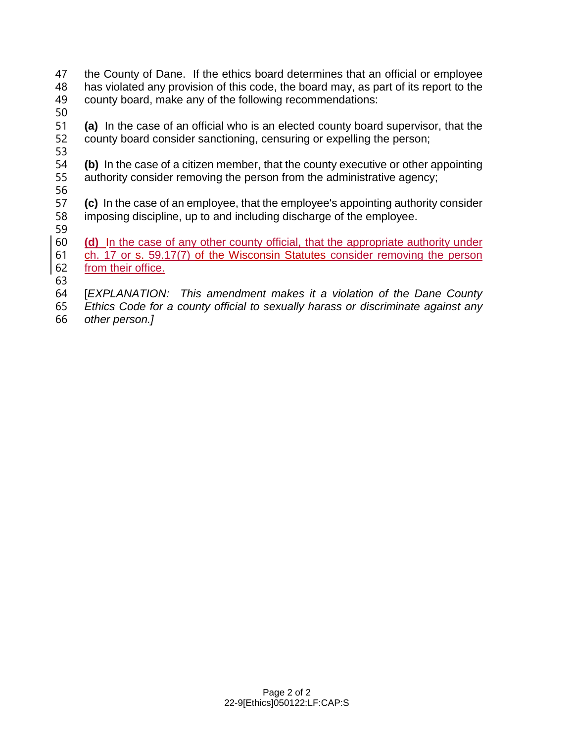the County of Dane. If the ethics board determines that an official or employee has violated any provision of this code, the board may, as part of its report to the county board, make any of the following recommendations:

**(a)** In the case of an official who is an elected county board supervisor, that the county board consider sanctioning, censuring or expelling the person;

**(b)** In the case of a citizen member, that the county executive or other appointing authority consider removing the person from the administrative agency;

**(c)** In the case of an employee, that the employee's appointing authority consider imposing discipline, up to and including discharge of the employee.

**(d)** In the case of any other county official, that the appropriate authority under ch. 17 or s. 59.17(7) of the Wisconsin Statutes consider removing the person from their office.

[*EXPLANATION: This amendment makes it a violation of the Dane County Ethics Code for a county official to sexually harass or discriminate against any other person.*]

22-9[Ethics]050122:LF:CAP:S